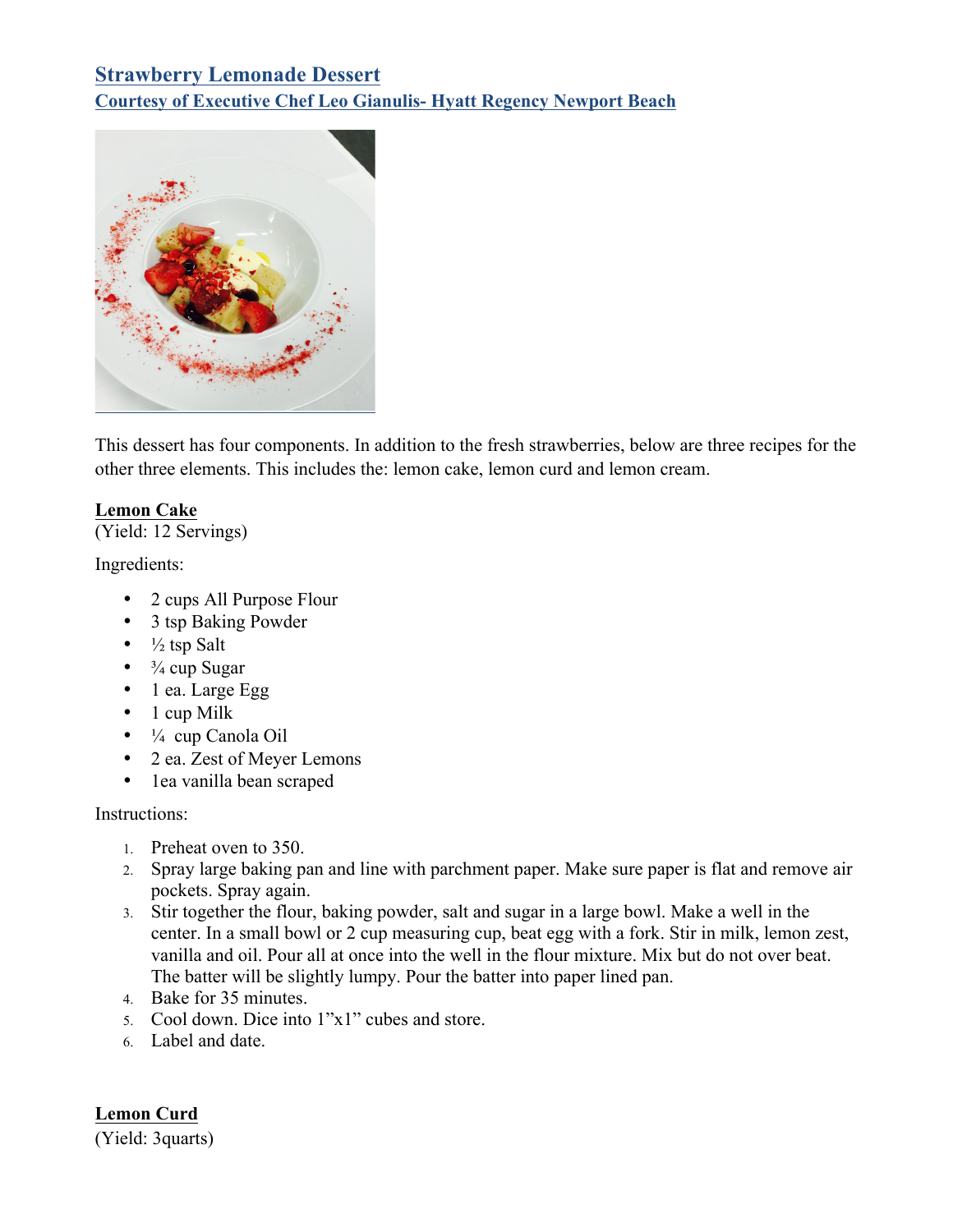# Strawberry Lemonade Dessert

## Courtesy of Executive Chef Leo Gianulis- Hyatt Regency Newport Beach

This dessert has four components. In addition to the fresh strawberries, below are three recipes for the other three elements. This includes the: lemon cake, lemon curd and lemon cream.

### Lemon Cake

(Yield: 12 Servings)

Ingredients:

- 2 cups All Purpose Flour
- 3 tsp Baking Powder
- ½ tsp Salt
- ¾ cup Sugar
- 1 ea. Large Egg
- 1 cup Milk
- ¼ cup Canola Oil
- 2 ea. Zest of Meyer Lemons
- 1ea vanilla bean scraped

Instructions:

1. Preheat oven to 350.
2. Spray large baking pan and line with parchment paper. Make sure paper is flat and remove air pockets. Spray again.
3. Stir together the flour, baking powder, salt and sugar in a large bowl. Make a well in the center. In a small bowl or 2 cup measuring cup, beat egg with a fork. Stir in milk, lemon zest, vanilla and oil. Pour all at once into the well in the flour mixture. Mix but do not over beat. The batter will be slightly lumpy. Pour the batter into paper lined pan.
4. Bake for 35 minutes.
5. Cool down. Dice into 1"x1" cubes and store.
6. Label and date.

### Lemon Curd

(Yield: 3quarts)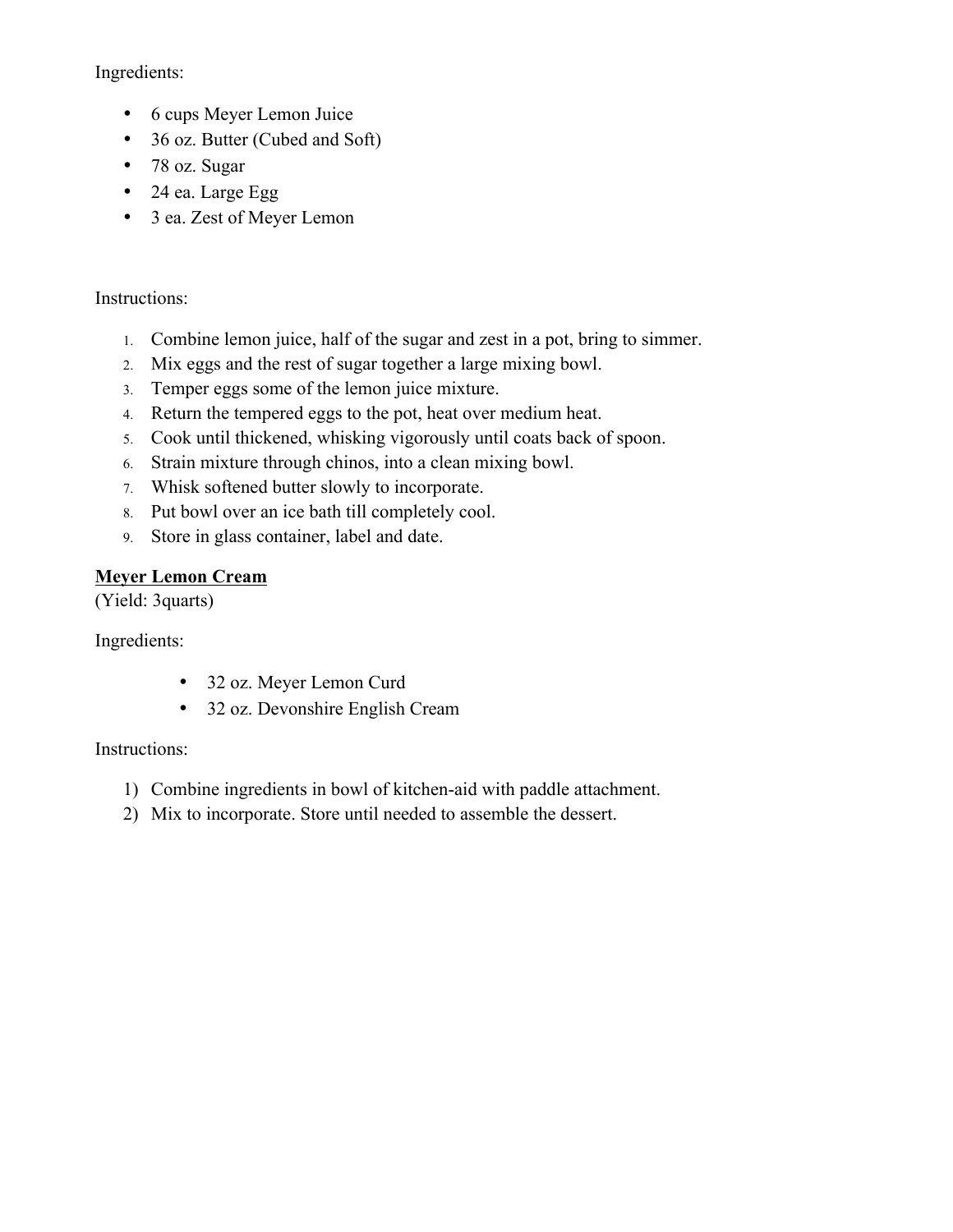Ingredients:

- 6 cups Meyer Lemon Juice
- 36 oz. Butter (Cubed and Soft)
- 78 oz. Sugar
- 24 ea. Large Egg
- 3 ea. Zest of Meyer Lemon

Instructions:

1. Combine lemon juice, half of the sugar and zest in a pot, bring to simmer.
2. Mix eggs and the rest of sugar together a large mixing bowl.
3. Temper eggs some of the lemon juice mixture.
4. Return the tempered eggs to the pot, heat over medium heat.
5. Cook until thickened, whisking vigorously until coats back of spoon.
6. Strain mixture through chinos, into a clean mixing bowl.
7. Whisk softened butter slowly to incorporate.
8. Put bowl over an ice bath till completely cool.
9. Store in glass container, label and date.

**<u>Meyer Lemon Cream</u>**
(Yield: 3quarts)

Ingredients:

- 32 oz. Meyer Lemon Curd
- 32 oz. Devonshire English Cream

Instructions:

1) Combine ingredients in bowl of kitchen-aid with paddle attachment.
2) Mix to incorporate. Store until needed to assemble the dessert.